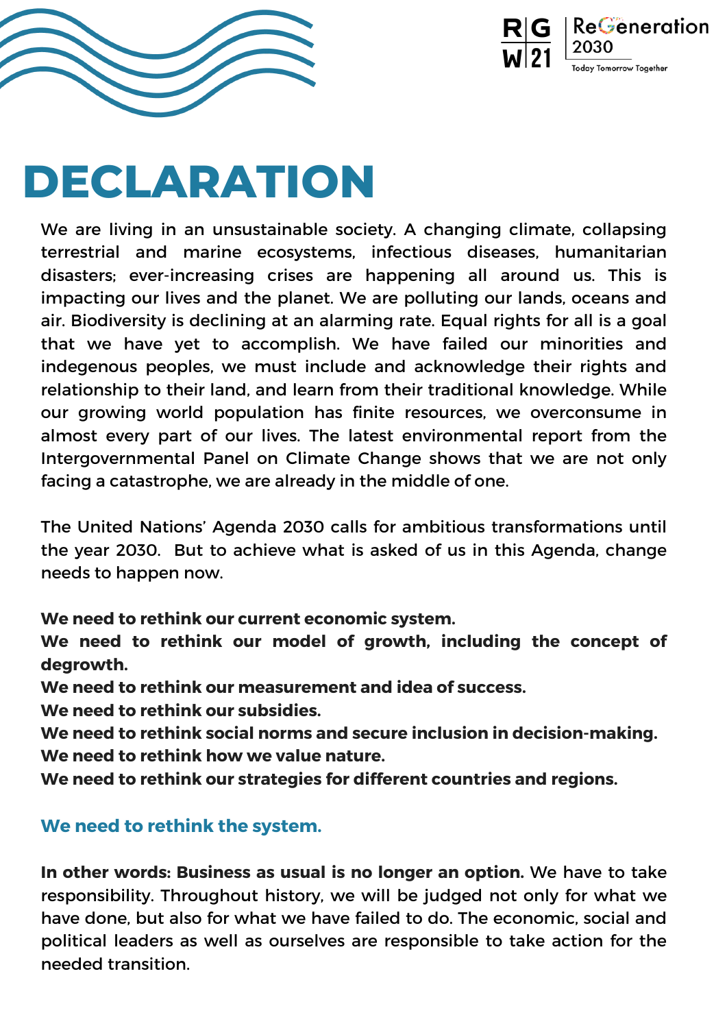# DECLARATION

We are living in an unsustainable society. A changing climate, collapsing terrestrial and marine ecosystems, infectious diseases, humanitarian disasters; ever-increasing crises are happening all around us. This is impacting our lives and the planet. We are polluting our lands, oceans and air. Biodiversity is declining at an alarming rate. Equal rights for all is a goal that we have yet to accomplish. We have failed our minorities and indegenous peoples, we must include and acknowledge their rights and relationship to their land, and learn from their traditional knowledge. While our growing world population has finite resources, we overconsume in almost every part of our lives. The latest environmental report from the Intergovernmental Panel on Climate Change shows that we are not only facing a catastrophe, we are already in the middle of one.

The United Nations' Agenda 2030 calls for ambitious transformations until the year 2030. But to achieve what is asked of us in this Agenda, change needs to happen now.

**We need to rethink our current economic system.**
**We need to rethink our model of growth, including the concept of degrowth.**
**We need to rethink our measurement and idea of success.**
**We need to rethink our subsidies.**
**We need to rethink social norms and secure inclusion in decision-making.**
**We need to rethink how we value nature.**
**We need to rethink our strategies for different countries and regions.**

**We need to rethink the system.**

**In other words: Business as usual is no longer an option.** We have to take responsibility. Throughout history, we will be judged not only for what we have done, but also for what we have failed to do. The economic, social and political leaders as well as ourselves are responsible to take action for the needed transition.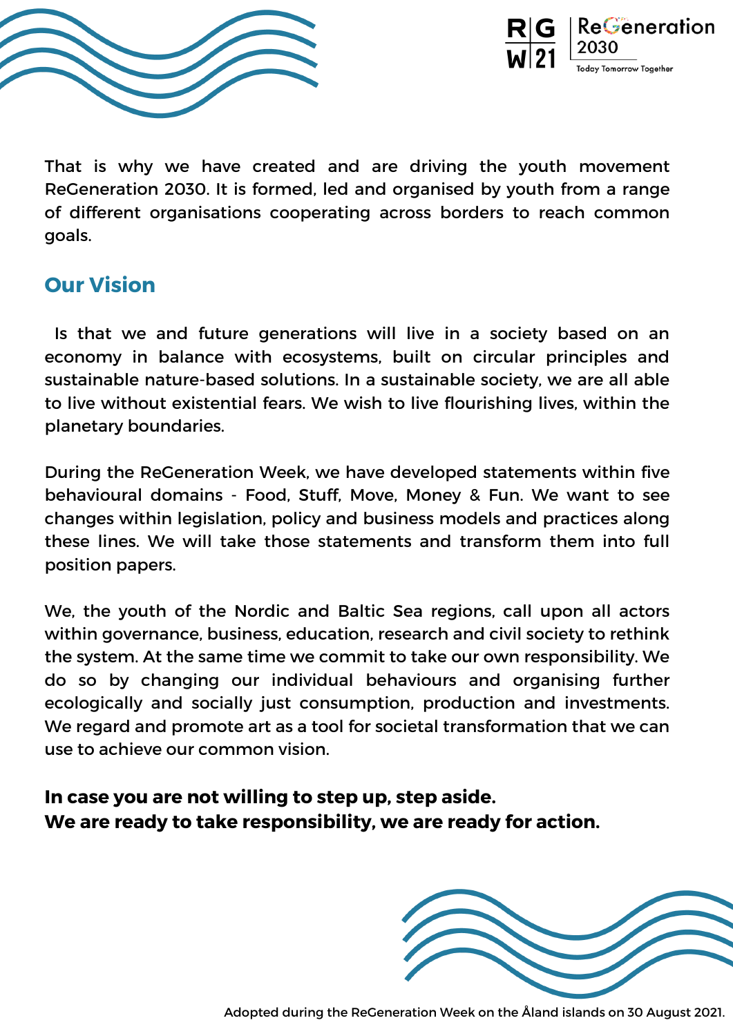That is why we have created and are driving the youth movement ReGeneration 2030. It is formed, led and organised by youth from a range of different organisations cooperating across borders to reach common goals.

## Our Vision

Is that we and future generations will live in a society based on an economy in balance with ecosystems, built on circular principles and sustainable nature-based solutions. In a sustainable society, we are all able to live without existential fears. We wish to live flourishing lives, within the planetary boundaries.

During the ReGeneration Week, we have developed statements within five behavioural domains - Food, Stuff, Move, Money & Fun. We want to see changes within legislation, policy and business models and practices along these lines. We will take those statements and transform them into full position papers.

We, the youth of the Nordic and Baltic Sea regions, call upon all actors within governance, business, education, research and civil society to rethink the system. At the same time we commit to take our own responsibility. We do so by changing our individual behaviours and organising further ecologically and socially just consumption, production and investments. We regard and promote art as a tool for societal transformation that we can use to achieve our common vision.

**In case you are not willing to step up, step aside.**
**We are ready to take responsibility, we are ready for action.**

Adopted during the ReGeneration Week on the Åland islands on 30 August 2021.